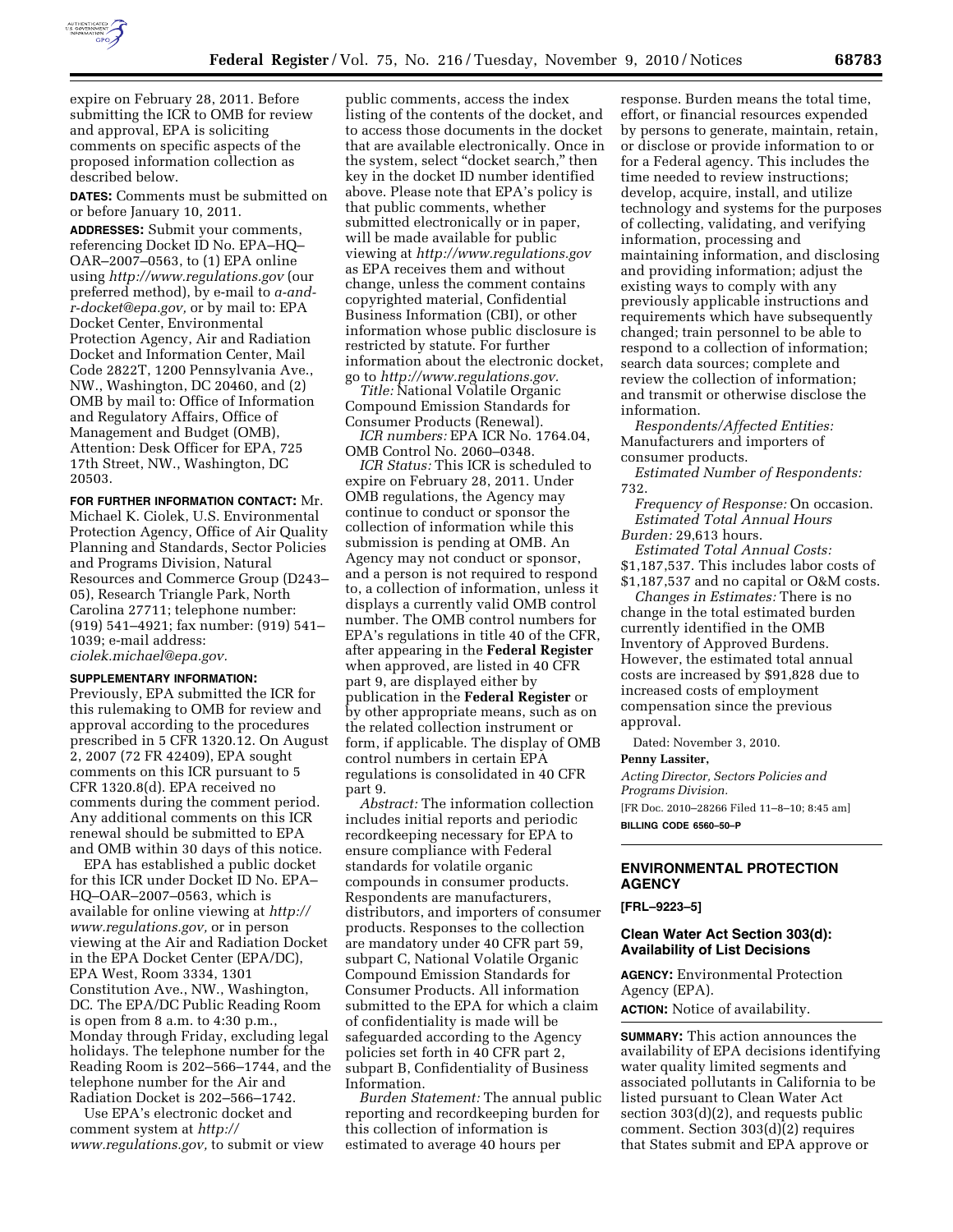expire on February 28, 2011. Before submitting the ICR to OMB for review and approval, EPA is soliciting comments on specific aspects of the proposed information collection as described below.

**DATES:** Comments must be submitted on or before January 10, 2011.

**ADDRESSES:** Submit your comments, referencing Docket ID No. EPA–HQ–OAR–2007–0563, to (1) EPA online using *http://www.regulations.gov* (our preferred method), by e-mail to *a-and-r-docket@epa.gov,* or by mail to: EPA Docket Center, Environmental Protection Agency, Air and Radiation Docket and Information Center, Mail Code 2822T, 1200 Pennsylvania Ave., NW., Washington, DC 20460, and (2) OMB by mail to: Office of Information and Regulatory Affairs, Office of Management and Budget (OMB), Attention: Desk Officer for EPA, 725 17th Street, NW., Washington, DC 20503.

**FOR FURTHER INFORMATION CONTACT:** Mr. Michael K. Ciolek, U.S. Environmental Protection Agency, Office of Air Quality Planning and Standards, Sector Policies and Programs Division, Natural Resources and Commerce Group (D243–05), Research Triangle Park, North Carolina 27711; telephone number: (919) 541–4921; fax number: (919) 541–1039; e-mail address: *ciolek.michael@epa.gov.*

**SUPPLEMENTARY INFORMATION:**

Previously, EPA submitted the ICR for this rulemaking to OMB for review and approval according to the procedures prescribed in 5 CFR 1320.12. On August 2, 2007 (72 FR 42409), EPA sought comments on this ICR pursuant to 5 CFR 1320.8(d). EPA received no comments during the comment period. Any additional comments on this ICR renewal should be submitted to EPA and OMB within 30 days of this notice.

EPA has established a public docket for this ICR under Docket ID No. EPA–HQ–OAR–2007–0563, which is available for online viewing at *http://www.regulations.gov,* or in person viewing at the Air and Radiation Docket in the EPA Docket Center (EPA/DC), EPA West, Room 3334, 1301 Constitution Ave., NW., Washington, DC. The EPA/DC Public Reading Room is open from 8 a.m. to 4:30 p.m., Monday through Friday, excluding legal holidays. The telephone number for the Reading Room is 202–566–1744, and the telephone number for the Air and Radiation Docket is 202–566–1742.

Use EPA's electronic docket and comment system at *http://www.regulations.gov,* to submit or view public comments, access the index listing of the contents of the docket, and to access those documents in the docket that are available electronically. Once in the system, select "docket search," then key in the docket ID number identified above. Please note that EPA's policy is that public comments, whether submitted electronically or in paper, will be made available for public viewing at *http://www.regulations.gov* as EPA receives them and without change, unless the comment contains copyrighted material, Confidential Business Information (CBI), or other information whose public disclosure is restricted by statute. For further information about the electronic docket, go to *http://www.regulations.gov.*

*Title:* National Volatile Organic Compound Emission Standards for Consumer Products (Renewal).

*ICR numbers:* EPA ICR No. 1764.04, OMB Control No. 2060–0348.

*ICR Status:* This ICR is scheduled to expire on February 28, 2011. Under OMB regulations, the Agency may continue to conduct or sponsor the collection of information while this submission is pending at OMB. An Agency may not conduct or sponsor, and a person is not required to respond to, a collection of information, unless it displays a currently valid OMB control number. The OMB control numbers for EPA's regulations in title 40 of the CFR, after appearing in the **Federal Register** when approved, are listed in 40 CFR part 9, are displayed either by publication in the **Federal Register** or by other appropriate means, such as on the related collection instrument or form, if applicable. The display of OMB control numbers in certain EPA regulations is consolidated in 40 CFR part 9.

*Abstract:* The information collection includes initial reports and periodic recordkeeping necessary for EPA to ensure compliance with Federal standards for volatile organic compounds in consumer products. Respondents are manufacturers, distributors, and importers of consumer products. Responses to the collection are mandatory under 40 CFR part 59, subpart C, National Volatile Organic Compound Emission Standards for Consumer Products. All information submitted to the EPA for which a claim of confidentiality is made will be safeguarded according to the Agency policies set forth in 40 CFR part 2, subpart B, Confidentiality of Business Information.

*Burden Statement:* The annual public reporting and recordkeeping burden for this collection of information is estimated to average 40 hours per response. Burden means the total time, effort, or financial resources expended by persons to generate, maintain, retain, or disclose or provide information to or for a Federal agency. This includes the time needed to review instructions; develop, acquire, install, and utilize technology and systems for the purposes of collecting, validating, and verifying information, processing and maintaining information, and disclosing and providing information; adjust the existing ways to comply with any previously applicable instructions and requirements which have subsequently changed; train personnel to be able to respond to a collection of information; search data sources; complete and review the collection of information; and transmit or otherwise disclose the information.

*Respondents/Affected Entities:* Manufacturers and importers of consumer products.

*Estimated Number of Respondents:* 732.

*Frequency of Response:* On occasion.

*Estimated Total Annual Hours Burden:* 29,613 hours.

*Estimated Total Annual Costs:* $1,187,537. This includes labor costs of $1,187,537 and no capital or O&M costs.

*Changes in Estimates:* There is no change in the total estimated burden currently identified in the OMB Inventory of Approved Burdens. However, the estimated total annual costs are increased by $91,828 due to increased costs of employment compensation since the previous approval.

Dated: November 3, 2010.

**Penny Lassiter,**

*Acting Director, Sectors Policies and Programs Division.*

[FR Doc. 2010–28266 Filed 11–8–10; 8:45 am]

**BILLING CODE 6560–50–P**

---

## ENVIRONMENTAL PROTECTION AGENCY

**[FRL–9223–5]**

### Clean Water Act Section 303(d): Availability of List Decisions

**AGENCY:** Environmental Protection Agency (EPA).

**ACTION:** Notice of availability.

**SUMMARY:** This action announces the availability of EPA decisions identifying water quality limited segments and associated pollutants in California to be listed pursuant to Clean Water Act section 303(d)(2), and requests public comment. Section 303(d)(2) requires that States submit and EPA approve or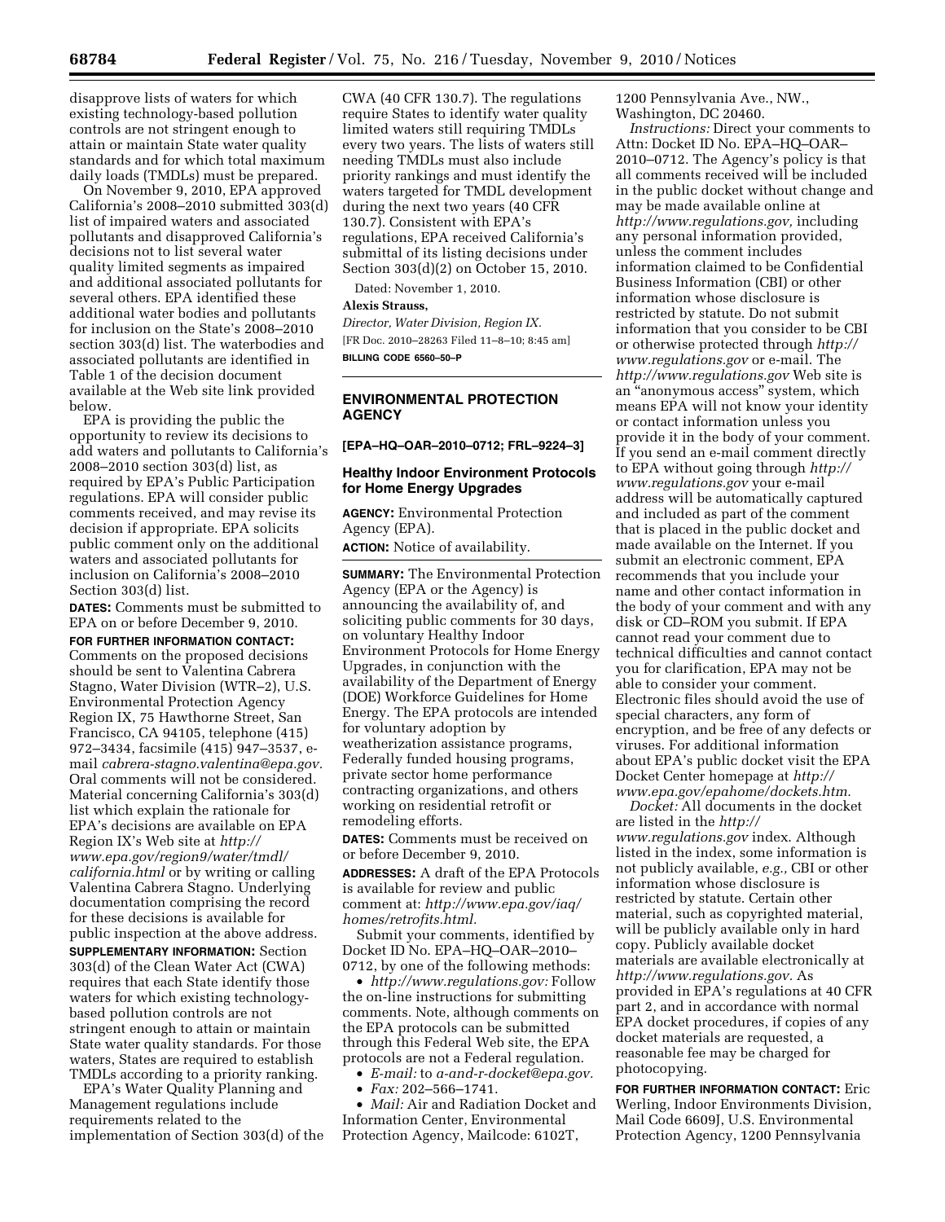disapprove lists of waters for which existing technology-based pollution controls are not stringent enough to attain or maintain State water quality standards and for which total maximum daily loads (TMDLs) must be prepared.

On November 9, 2010, EPA approved California's 2008–2010 submitted 303(d) list of impaired waters and associated pollutants and disapproved California's decisions not to list several water quality limited segments as impaired and additional associated pollutants for several others. EPA identified these additional water bodies and pollutants for inclusion on the State's 2008–2010 section 303(d) list. The waterbodies and associated pollutants are identified in Table 1 of the decision document available at the Web site link provided below.

EPA is providing the public the opportunity to review its decisions to add waters and pollutants to California's 2008–2010 section 303(d) list, as required by EPA's Public Participation regulations. EPA will consider public comments received, and may revise its decision if appropriate. EPA solicits public comment only on the additional waters and associated pollutants for inclusion on California's 2008–2010 Section 303(d) list.

**DATES:** Comments must be submitted to EPA on or before December 9, 2010.

**FOR FURTHER INFORMATION CONTACT:** Comments on the proposed decisions should be sent to Valentina Cabrera Stagno, Water Division (WTR–2), U.S. Environmental Protection Agency Region IX, 75 Hawthorne Street, San Francisco, CA 94105, telephone (415) 972–3434, facsimile (415) 947–3537, e-mail *cabrera-stagno.valentina@epa.gov.* Oral comments will not be considered. Material concerning California's 303(d) list which explain the rationale for EPA's decisions are available on EPA Region IX's Web site at *http://www.epa.gov/region9/water/tmdl/california.html* or by writing or calling Valentina Cabrera Stagno. Underlying documentation comprising the record for these decisions is available for public inspection at the above address.

**SUPPLEMENTARY INFORMATION:** Section 303(d) of the Clean Water Act (CWA) requires that each State identify those waters for which existing technology-based pollution controls are not stringent enough to attain or maintain State water quality standards. For those waters, States are required to establish TMDLs according to a priority ranking.

EPA's Water Quality Planning and Management regulations include requirements related to the implementation of Section 303(d) of the CWA (40 CFR 130.7). The regulations require States to identify water quality limited waters still requiring TMDLs every two years. The lists of waters still needing TMDLs must also include priority rankings and must identify the waters targeted for TMDL development during the next two years (40 CFR 130.7). Consistent with EPA's regulations, EPA received California's submittal of its listing decisions under Section 303(d)(2) on October 15, 2010.

Dated: November 1, 2010.

**Alexis Strauss,**

*Director, Water Division, Region IX.*

[FR Doc. 2010–28263 Filed 11–8–10; 8:45 am]

**BILLING CODE 6560–50–P**

## ENVIRONMENTAL PROTECTION AGENCY

**[EPA–HQ–OAR–2010–0712; FRL–9224–3]**

### Healthy Indoor Environment Protocols for Home Energy Upgrades

**AGENCY:** Environmental Protection Agency (EPA).

**ACTION:** Notice of availability.

**SUMMARY:** The Environmental Protection Agency (EPA or the Agency) is announcing the availability of, and soliciting public comments for 30 days, on voluntary Healthy Indoor Environment Protocols for Home Energy Upgrades, in conjunction with the availability of the Department of Energy (DOE) Workforce Guidelines for Home Energy. The EPA protocols are intended for voluntary adoption by weatherization assistance programs, Federally funded housing programs, private sector home performance contracting organizations, and others working on residential retrofit or remodeling efforts.

**DATES:** Comments must be received on or before December 9, 2010.

**ADDRESSES:** A draft of the EPA Protocols is available for review and public comment at: *http://www.epa.gov/iaq/homes/retrofits.html.*

Submit your comments, identified by Docket ID No. EPA–HQ–OAR–2010–0712, by one of the following methods:

- *http://www.regulations.gov:* Follow the on-line instructions for submitting comments. Note, although comments on the EPA protocols can be submitted through this Federal Web site, the EPA protocols are not a Federal regulation.
- *E-mail:* to *a-and-r-docket@epa.gov.*
- *Fax:* 202–566–1741.
- *Mail:* Air and Radiation Docket and Information Center, Environmental Protection Agency, Mailcode: 6102T, 1200 Pennsylvania Ave., NW., Washington, DC 20460.

*Instructions:* Direct your comments to Attn: Docket ID No. EPA–HQ–OAR–2010–0712. The Agency's policy is that all comments received will be included in the public docket without change and may be made available online at *http://www.regulations.gov,* including any personal information provided, unless the comment includes information claimed to be Confidential Business Information (CBI) or other information whose disclosure is restricted by statute. Do not submit information that you consider to be CBI or otherwise protected through *http://www.regulations.gov* or e-mail. The *http://www.regulations.gov* Web site is an "anonymous access" system, which means EPA will not know your identity or contact information unless you provide it in the body of your comment. If you send an e-mail comment directly to EPA without going through *http://www.regulations.gov* your e-mail address will be automatically captured and included as part of the comment that is placed in the public docket and made available on the Internet. If you submit an electronic comment, EPA recommends that you include your name and other contact information in the body of your comment and with any disk or CD–ROM you submit. If EPA cannot read your comment due to technical difficulties and cannot contact you for clarification, EPA may not be able to consider your comment. Electronic files should avoid the use of special characters, any form of encryption, and be free of any defects or viruses. For additional information about EPA's public docket visit the EPA Docket Center homepage at *http://www.epa.gov/epahome/dockets.htm.*

*Docket:* All documents in the docket are listed in the *http://www.regulations.gov* index. Although listed in the index, some information is not publicly available, *e.g.,* CBI or other information whose disclosure is restricted by statute. Certain other material, such as copyrighted material, will be publicly available only in hard copy. Publicly available docket materials are available electronically at *http://www.regulations.gov.* As provided in EPA's regulations at 40 CFR part 2, and in accordance with normal EPA docket procedures, if copies of any docket materials are requested, a reasonable fee may be charged for photocopying.

**FOR FURTHER INFORMATION CONTACT:** Eric Werling, Indoor Environments Division, Mail Code 6609J, U.S. Environmental Protection Agency, 1200 Pennsylvania